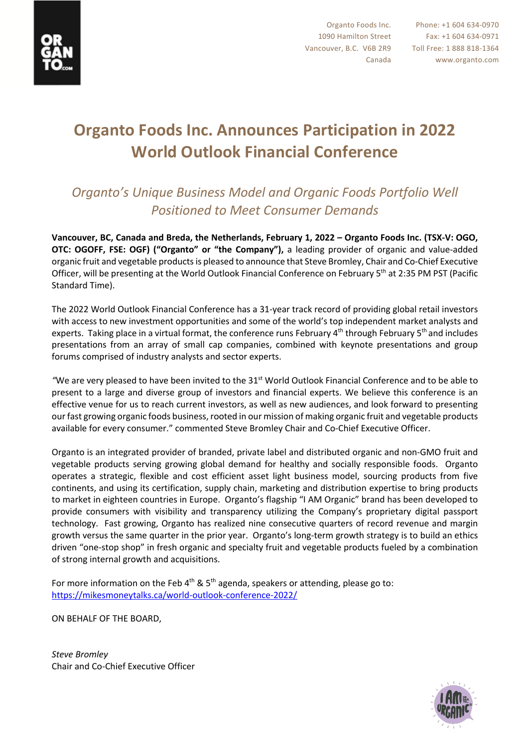Organto Foods Inc.
1090 Hamilton Street
Vancouver, B.C. V6B 2R9
Canada

Phone: +1 604 634-0970
Fax: +1 604 634-0971
Toll Free: 1 888 818-1364
www.organto.com

# Organto Foods Inc. Announces Participation in 2022 World Outlook Financial Conference

## *Organto's Unique Business Model and Organic Foods Portfolio Well Positioned to Meet Consumer Demands*

**Vancouver, BC, Canada and Breda, the Netherlands, February 1, 2022 – Organto Foods Inc. (TSX-V: OGO, OTC: OGOFF, FSE: OGF) ("Organto" or "the Company"),** a leading provider of organic and value-added organic fruit and vegetable products is pleased to announce that Steve Bromley, Chair and Co-Chief Executive Officer, will be presenting at the World Outlook Financial Conference on February 5th at 2:35 PM PST (Pacific Standard Time).

The 2022 World Outlook Financial Conference has a 31-year track record of providing global retail investors with access to new investment opportunities and some of the world's top independent market analysts and experts. Taking place in a virtual format, the conference runs February 4th through February 5th and includes presentations from an array of small cap companies, combined with keynote presentations and group forums comprised of industry analysts and sector experts.

"We are very pleased to have been invited to the 31st World Outlook Financial Conference and to be able to present to a large and diverse group of investors and financial experts. We believe this conference is an effective venue for us to reach current investors, as well as new audiences, and look forward to presenting our fast growing organic foods business, rooted in our mission of making organic fruit and vegetable products available for every consumer." commented Steve Bromley Chair and Co-Chief Executive Officer.

Organto is an integrated provider of branded, private label and distributed organic and non-GMO fruit and vegetable products serving growing global demand for healthy and socially responsible foods. Organto operates a strategic, flexible and cost efficient asset light business model, sourcing products from five continents, and using its certification, supply chain, marketing and distribution expertise to bring products to market in eighteen countries in Europe. Organto's flagship "I AM Organic" brand has been developed to provide consumers with visibility and transparency utilizing the Company's proprietary digital passport technology. Fast growing, Organto has realized nine consecutive quarters of record revenue and margin growth versus the same quarter in the prior year. Organto's long-term growth strategy is to build an ethics driven "one-stop shop" in fresh organic and specialty fruit and vegetable products fueled by a combination of strong internal growth and acquisitions.

For more information on the Feb 4th & 5th agenda, speakers or attending, please go to: https://mikesmoneytalks.ca/world-outlook-conference-2022/

ON BEHALF OF THE BOARD,

*Steve Bromley*
Chair and Co-Chief Executive Officer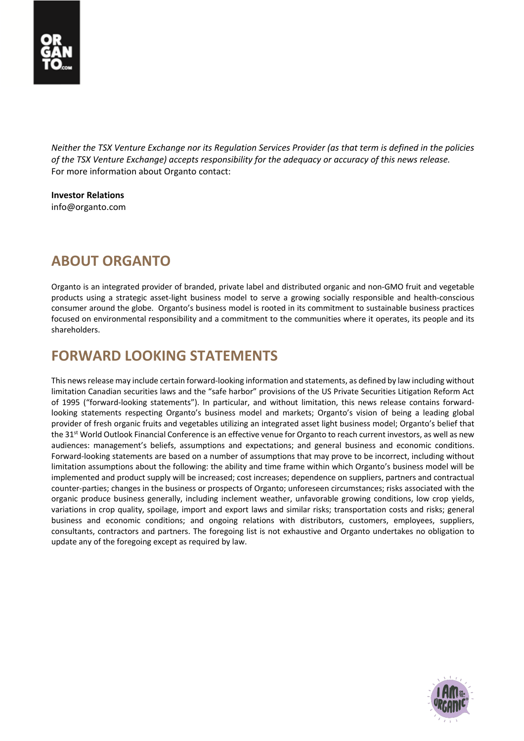*Neither the TSX Venture Exchange nor its Regulation Services Provider (as that term is defined in the policies of the TSX Venture Exchange) accepts responsibility for the adequacy or accuracy of this news release.*
For more information about Organto contact:

**Investor Relations**
info@organto.com

## ABOUT ORGANTO

Organto is an integrated provider of branded, private label and distributed organic and non-GMO fruit and vegetable products using a strategic asset-light business model to serve a growing socially responsible and health-conscious consumer around the globe. Organto's business model is rooted in its commitment to sustainable business practices focused on environmental responsibility and a commitment to the communities where it operates, its people and its shareholders.

## FORWARD LOOKING STATEMENTS

This news release may include certain forward-looking information and statements, as defined by law including without limitation Canadian securities laws and the "safe harbor" provisions of the US Private Securities Litigation Reform Act of 1995 ("forward-looking statements"). In particular, and without limitation, this news release contains forward-looking statements respecting Organto's business model and markets; Organto's vision of being a leading global provider of fresh organic fruits and vegetables utilizing an integrated asset light business model; Organto's belief that the 31st World Outlook Financial Conference is an effective venue for Organto to reach current investors, as well as new audiences: management's beliefs, assumptions and expectations; and general business and economic conditions. Forward-looking statements are based on a number of assumptions that may prove to be incorrect, including without limitation assumptions about the following: the ability and time frame within which Organto's business model will be implemented and product supply will be increased; cost increases; dependence on suppliers, partners and contractual counter-parties; changes in the business or prospects of Organto; unforeseen circumstances; risks associated with the organic produce business generally, including inclement weather, unfavorable growing conditions, low crop yields, variations in crop quality, spoilage, import and export laws and similar risks; transportation costs and risks; general business and economic conditions; and ongoing relations with distributors, customers, employees, suppliers, consultants, contractors and partners. The foregoing list is not exhaustive and Organto undertakes no obligation to update any of the foregoing except as required by law.